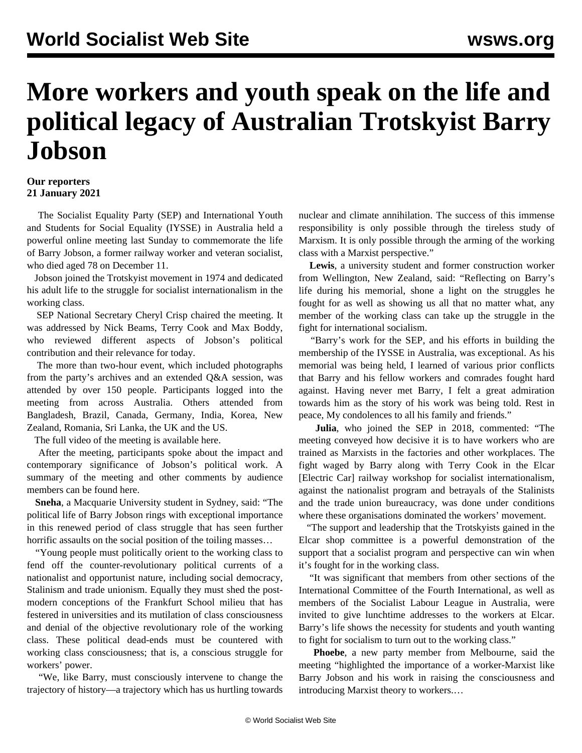# More workers and youth speak on the life and political legacy of Australian Trotskyist Barry Jobson

**Our reporters**
**21 January 2021**

The Socialist Equality Party (SEP) and International Youth and Students for Social Equality (IYSSE) in Australia held a powerful online meeting last Sunday to commemorate the life of Barry Jobson, a former railway worker and veteran socialist, who died aged 78 on December 11.

Jobson joined the Trotskyist movement in 1974 and dedicated his adult life to the struggle for socialist internationalism in the working class.

SEP National Secretary Cheryl Crisp chaired the meeting. It was addressed by Nick Beams, Terry Cook and Max Boddy, who reviewed different aspects of Jobson's political contribution and their relevance for today.

The more than two-hour event, which included photographs from the party's archives and an extended Q&A session, was attended by over 150 people. Participants logged into the meeting from across Australia. Others attended from Bangladesh, Brazil, Canada, Germany, India, Korea, New Zealand, Romania, Sri Lanka, the UK and the US.

The full video of the meeting is available here.

After the meeting, participants spoke about the impact and contemporary significance of Jobson's political work. A summary of the meeting and other comments by audience members can be found here.

**Sneha**, a Macquarie University student in Sydney, said: "The political life of Barry Jobson rings with exceptional importance in this renewed period of class struggle that has seen further horrific assaults on the social position of the toiling masses…

"Young people must politically orient to the working class to fend off the counter-revolutionary political currents of a nationalist and opportunist nature, including social democracy, Stalinism and trade unionism. Equally they must shed the post-modern conceptions of the Frankfurt School milieu that has festered in universities and its mutilation of class consciousness and denial of the objective revolutionary role of the working class. These political dead-ends must be countered with working class consciousness; that is, a conscious struggle for workers' power.

"We, like Barry, must consciously intervene to change the trajectory of history—a trajectory which has us hurtling towards nuclear and climate annihilation. The success of this immense responsibility is only possible through the tireless study of Marxism. It is only possible through the arming of the working class with a Marxist perspective."

**Lewis**, a university student and former construction worker from Wellington, New Zealand, said: "Reflecting on Barry's life during his memorial, shone a light on the struggles he fought for as well as showing us all that no matter what, any member of the working class can take up the struggle in the fight for international socialism.

"Barry's work for the SEP, and his efforts in building the membership of the IYSSE in Australia, was exceptional. As his memorial was being held, I learned of various prior conflicts that Barry and his fellow workers and comrades fought hard against. Having never met Barry, I felt a great admiration towards him as the story of his work was being told. Rest in peace, My condolences to all his family and friends."

**Julia**, who joined the SEP in 2018, commented: "The meeting conveyed how decisive it is to have workers who are trained as Marxists in the factories and other workplaces. The fight waged by Barry along with Terry Cook in the Elcar [Electric Car] railway workshop for socialist internationalism, against the nationalist program and betrayals of the Stalinists and the trade union bureaucracy, was done under conditions where these organisations dominated the workers' movement.

"The support and leadership that the Trotskyists gained in the Elcar shop committee is a powerful demonstration of the support that a socialist program and perspective can win when it's fought for in the working class.

"It was significant that members from other sections of the International Committee of the Fourth International, as well as members of the Socialist Labour League in Australia, were invited to give lunchtime addresses to the workers at Elcar. Barry's life shows the necessity for students and youth wanting to fight for socialism to turn out to the working class."

**Phoebe**, a new party member from Melbourne, said the meeting "highlighted the importance of a worker-Marxist like Barry Jobson and his work in raising the consciousness and introducing Marxist theory to workers.…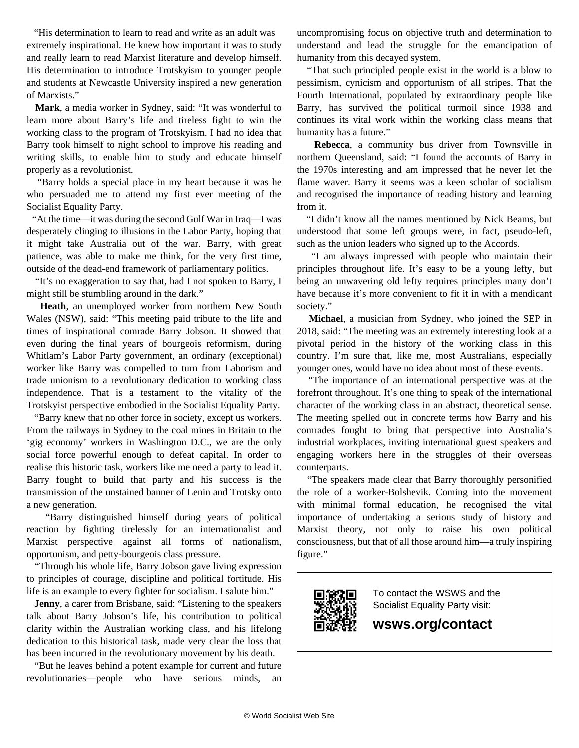"His determination to learn to read and write as an adult was extremely inspirational. He knew how important it was to study and really learn to read Marxist literature and develop himself. His determination to introduce Trotskyism to younger people and students at Newcastle University inspired a new generation of Marxists."

**Mark**, a media worker in Sydney, said: "It was wonderful to learn more about Barry's life and tireless fight to win the working class to the program of Trotskyism. I had no idea that Barry took himself to night school to improve his reading and writing skills, to enable him to study and educate himself properly as a revolutionist.

"Barry holds a special place in my heart because it was he who persuaded me to attend my first ever meeting of the Socialist Equality Party.

"At the time—it was during the second Gulf War in Iraq—I was desperately clinging to illusions in the Labor Party, hoping that it might take Australia out of the war. Barry, with great patience, was able to make me think, for the very first time, outside of the dead-end framework of parliamentary politics.

"It's no exaggeration to say that, had I not spoken to Barry, I might still be stumbling around in the dark."

**Heath**, an unemployed worker from northern New South Wales (NSW), said: "This meeting paid tribute to the life and times of inspirational comrade Barry Jobson. It showed that even during the final years of bourgeois reformism, during Whitlam's Labor Party government, an ordinary (exceptional) worker like Barry was compelled to turn from Laborism and trade unionism to a revolutionary dedication to working class independence. That is a testament to the vitality of the Trotskyist perspective embodied in the Socialist Equality Party.

"Barry knew that no other force in society, except us workers. From the railways in Sydney to the coal mines in Britain to the 'gig economy' workers in Washington D.C., we are the only social force powerful enough to defeat capital. In order to realise this historic task, workers like me need a party to lead it. Barry fought to build that party and his success is the transmission of the unstained banner of Lenin and Trotsky onto a new generation.

"Barry distinguished himself during years of political reaction by fighting tirelessly for an internationalist and Marxist perspective against all forms of nationalism, opportunism, and petty-bourgeois class pressure.

"Through his whole life, Barry Jobson gave living expression to principles of courage, discipline and political fortitude. His life is an example to every fighter for socialism. I salute him."

**Jenny**, a carer from Brisbane, said: "Listening to the speakers talk about Barry Jobson's life, his contribution to political clarity within the Australian working class, and his lifelong dedication to this historical task, made very clear the loss that has been incurred in the revolutionary movement by his death.

"But he leaves behind a potent example for current and future revolutionaries—people who have serious minds, an uncompromising focus on objective truth and determination to understand and lead the struggle for the emancipation of humanity from this decayed system.

"That such principled people exist in the world is a blow to pessimism, cynicism and opportunism of all stripes. That the Fourth International, populated by extraordinary people like Barry, has survived the political turmoil since 1938 and continues its vital work within the working class means that humanity has a future."

**Rebecca**, a community bus driver from Townsville in northern Queensland, said: "I found the accounts of Barry in the 1970s interesting and am impressed that he never let the flame waver. Barry it seems was a keen scholar of socialism and recognised the importance of reading history and learning from it.

"I didn't know all the names mentioned by Nick Beams, but understood that some left groups were, in fact, pseudo-left, such as the union leaders who signed up to the Accords.

"I am always impressed with people who maintain their principles throughout life. It's easy to be a young lefty, but being an unwavering old lefty requires principles many don't have because it's more convenient to fit it in with a mendicant society."

**Michael**, a musician from Sydney, who joined the SEP in 2018, said: "The meeting was an extremely interesting look at a pivotal period in the history of the working class in this country. I'm sure that, like me, most Australians, especially younger ones, would have no idea about most of these events.

"The importance of an international perspective was at the forefront throughout. It's one thing to speak of the international character of the working class in an abstract, theoretical sense. The meeting spelled out in concrete terms how Barry and his comrades fought to bring that perspective into Australia's industrial workplaces, inviting international guest speakers and engaging workers here in the struggles of their overseas counterparts.

"The speakers made clear that Barry thoroughly personified the role of a worker-Bolshevik. Coming into the movement with minimal formal education, he recognised the vital importance of undertaking a serious study of history and Marxist theory, not only to raise his own political consciousness, but that of all those around him—a truly inspiring figure."

To contact the WSWS and the Socialist Equality Party visit:

**wsws.org/contact**